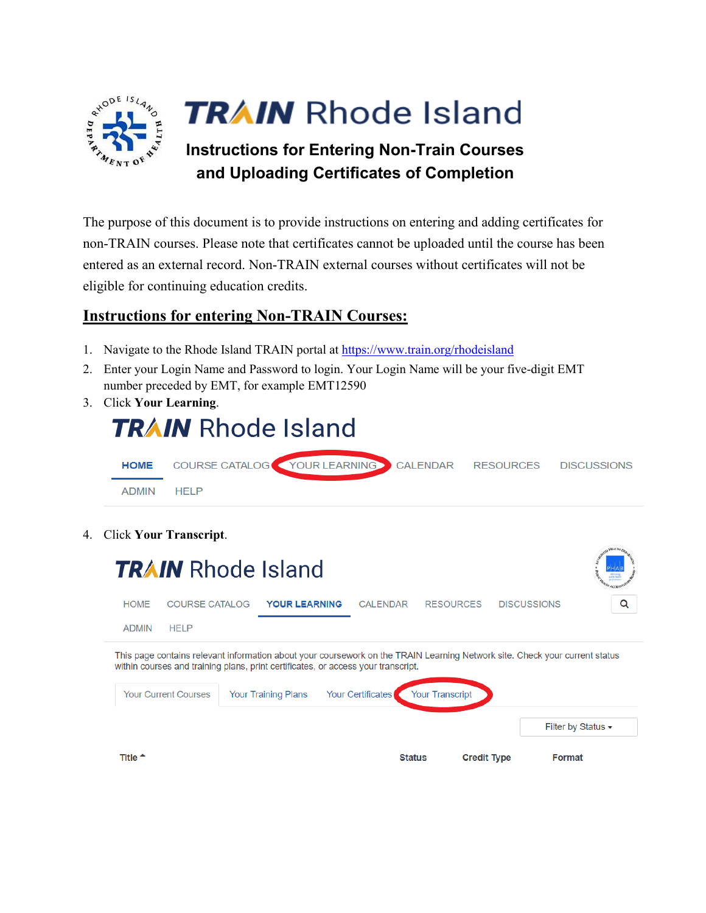# TRAIN Rhode Island

## Instructions for Entering Non-Train Courses and Uploading Certificates of Completion

The purpose of this document is to provide instructions on entering and adding certificates for non-TRAIN courses. Please note that certificates cannot be uploaded until the course has been entered as an external record. Non-TRAIN external courses without certificates will not be eligible for continuing education credits.

## Instructions for entering Non-TRAIN Courses:

1. Navigate to the Rhode Island TRAIN portal at https://www.train.org/rhodeisland
2. Enter your Login Name and Password to login. Your Login Name will be your five-digit EMT number preceded by EMT, for example EMT12590
3. Click **Your Learning**.

   TRAIN Rhode Island

   HOME COURSE CATALOG YOUR LEARNING CALENDAR RESOURCES DISCUSSIONS ADMIN HELP

4. Click **Your Transcript**.

   TRAIN Rhode Island

   HOME COURSE CATALOG YOUR LEARNING CALENDAR RESOURCES DISCUSSIONS ADMIN HELP

   This page contains relevant information about your coursework on the TRAIN Learning Network site. Check your current status within courses and training plans, print certificates, or access your transcript.

   Your Current Courses | Your Training Plans | Your Certificates | Your Transcript

   Filter by Status

   Title | Status | Credit Type | Format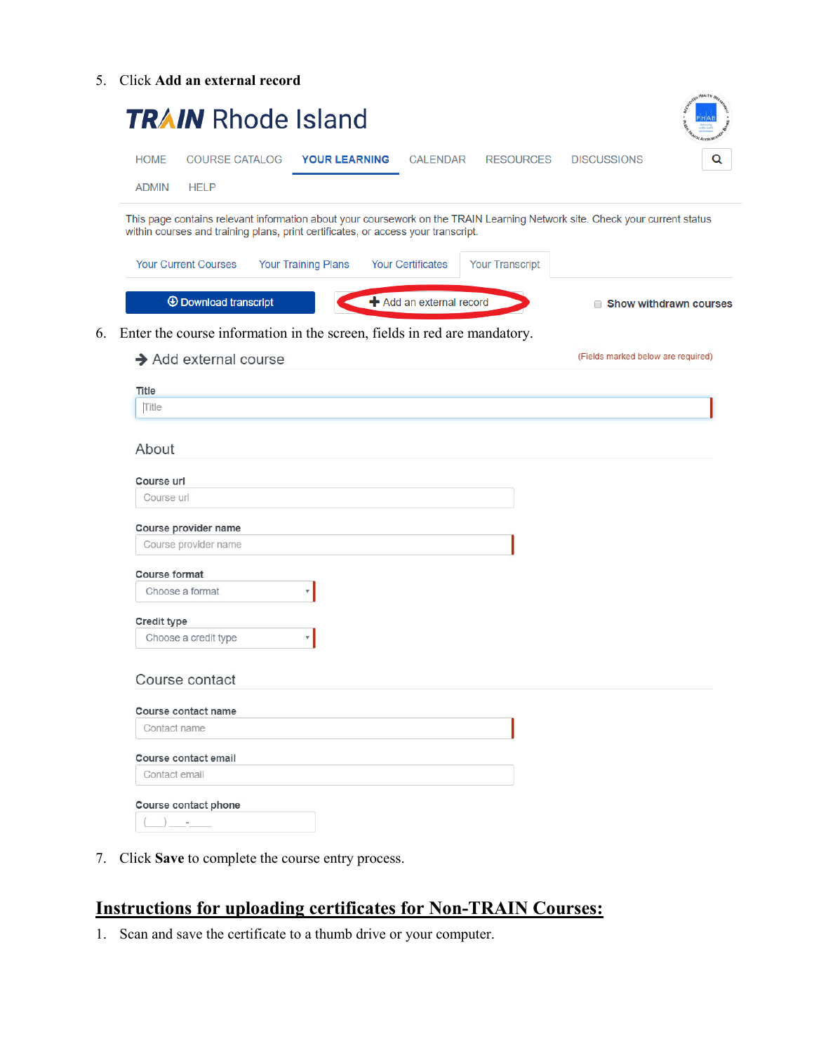5. Click **Add an external record**

TRAIN Rhode Island

HOME COURSE CATALOG YOUR LEARNING CALENDAR RESOURCES DISCUSSIONS

ADMIN HELP

This page contains relevant information about your coursework on the TRAIN Learning Network site. Check your current status within courses and training plans, print certificates, or access your transcript.

Your Current Courses | Your Training Plans | Your Certificates | Your Transcript

Download transcript | Add an external record | Show withdrawn courses

6. Enter the course information in the screen, fields in red are mandatory.

Add external course (Fields marked below are required)

Title

About

Course url

Course provider name

Course format — Choose a format

Credit type — Choose a credit type

Course contact

Course contact name

Course contact email

Course contact phone

7. Click **Save** to complete the course entry process.

## Instructions for uploading certificates for Non-TRAIN Courses:

1. Scan and save the certificate to a thumb drive or your computer.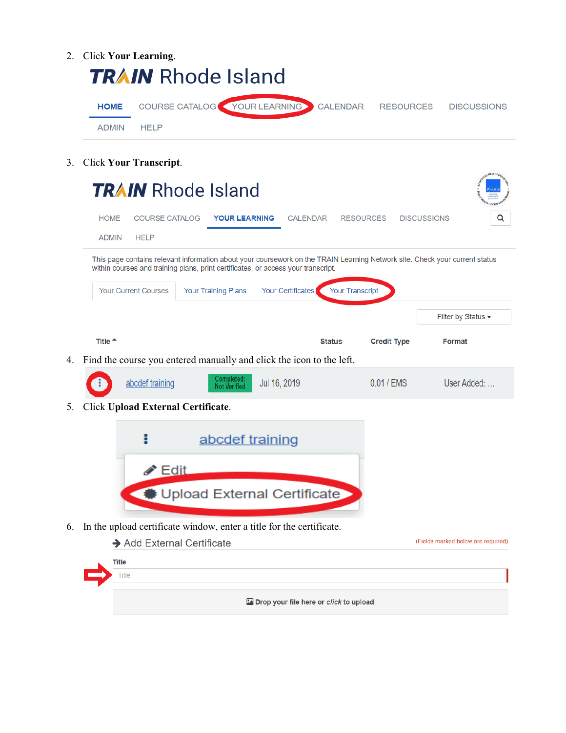2. Click **Your Learning**.

3. Click **Your Transcript**.

4. Find the course you entered manually and click the icon to the left.

5. Click **Upload External Certificate**.

6. In the upload certificate window, enter a title for the certificate.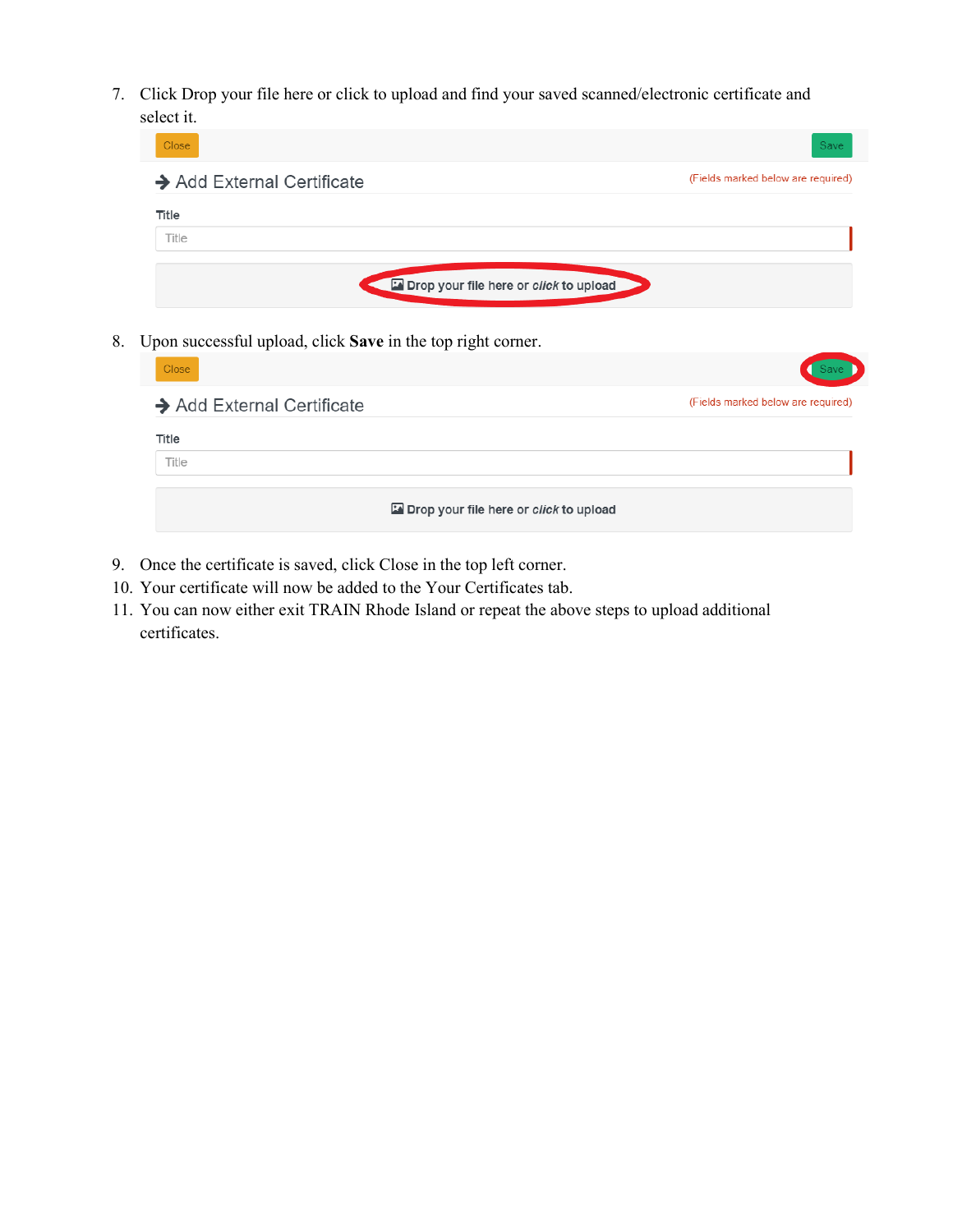7. Click Drop your file here or click to upload and find your saved scanned/electronic certificate and select it.

8. Upon successful upload, click **Save** in the top right corner.

9. Once the certificate is saved, click Close in the top left corner.
10. Your certificate will now be added to the Your Certificates tab.
11. You can now either exit TRAIN Rhode Island or repeat the above steps to upload additional certificates.